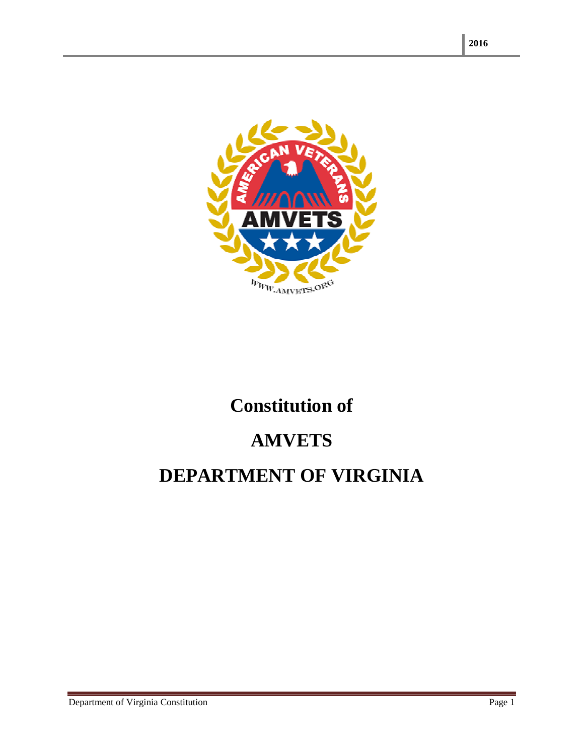# Constitution of

# AMVETS

# DEPARTMENT OF VIRGINIA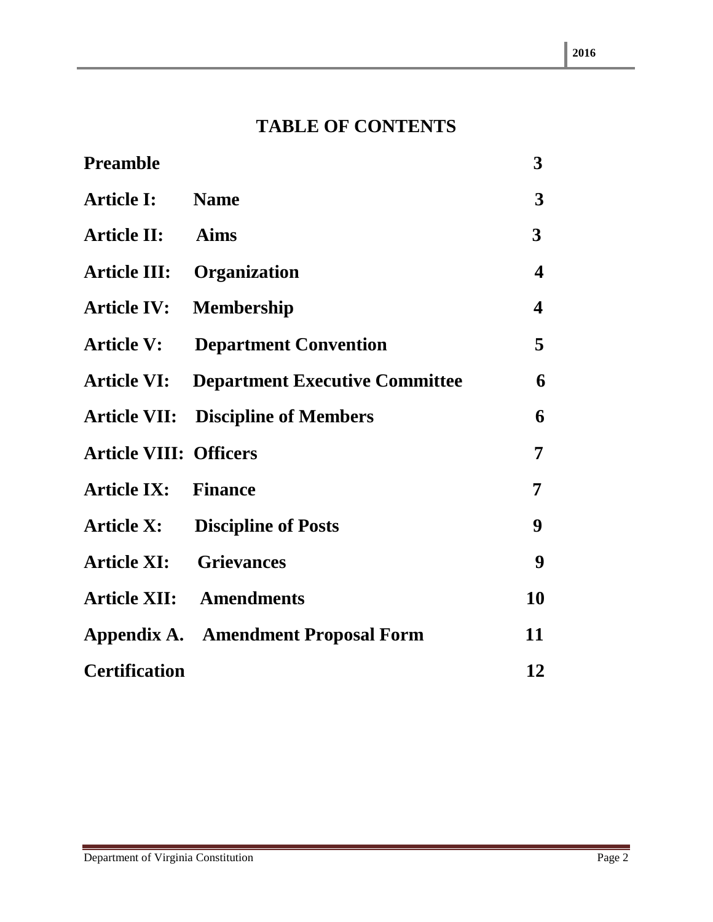# TABLE OF CONTENTS

| | | |
|---|---|---|
| **Preamble** | | **3** |
| **Article I:** | **Name** | **3** |
| **Article II:** | **Aims** | **3** |
| **Article III:** | **Organization** | **4** |
| **Article IV:** | **Membership** | **4** |
| **Article V:** | **Department Convention** | **5** |
| **Article VI:** | **Department Executive Committee** | **6** |
| **Article VII:** | **Discipline of Members** | **6** |
| **Article VIII:** | **Officers** | **7** |
| **Article IX:** | **Finance** | **7** |
| **Article X:** | **Discipline of Posts** | **9** |
| **Article XI:** | **Grievances** | **9** |
| **Article XII:** | **Amendments** | **10** |
| **Appendix A.** | **Amendment Proposal Form** | **11** |
| **Certification** | | **12** |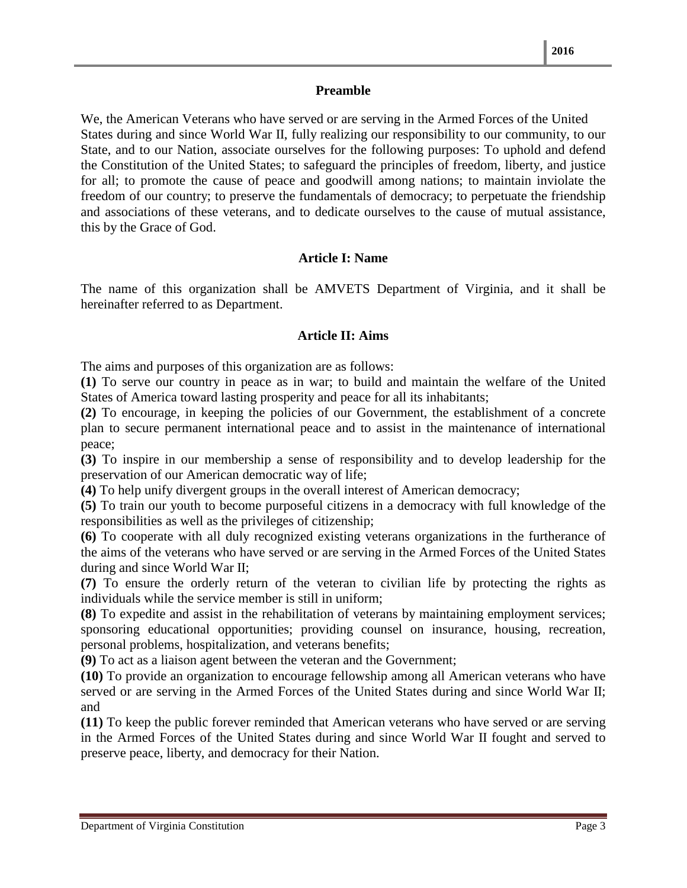## Preamble

We, the American Veterans who have served or are serving in the Armed Forces of the United States during and since World War II, fully realizing our responsibility to our community, to our State, and to our Nation, associate ourselves for the following purposes: To uphold and defend the Constitution of the United States; to safeguard the principles of freedom, liberty, and justice for all; to promote the cause of peace and goodwill among nations; to maintain inviolate the freedom of our country; to preserve the fundamentals of democracy; to perpetuate the friendship and associations of these veterans, and to dedicate ourselves to the cause of mutual assistance, this by the Grace of God.

## Article I: Name

The name of this organization shall be AMVETS Department of Virginia, and it shall be hereinafter referred to as Department.

## Article II: Aims

The aims and purposes of this organization are as follows:

**(1)** To serve our country in peace as in war; to build and maintain the welfare of the United States of America toward lasting prosperity and peace for all its inhabitants;

**(2)** To encourage, in keeping the policies of our Government, the establishment of a concrete plan to secure permanent international peace and to assist in the maintenance of international peace;

**(3)** To inspire in our membership a sense of responsibility and to develop leadership for the preservation of our American democratic way of life;

**(4)** To help unify divergent groups in the overall interest of American democracy;

**(5)** To train our youth to become purposeful citizens in a democracy with full knowledge of the responsibilities as well as the privileges of citizenship;

**(6)** To cooperate with all duly recognized existing veterans organizations in the furtherance of the aims of the veterans who have served or are serving in the Armed Forces of the United States during and since World War II;

**(7)** To ensure the orderly return of the veteran to civilian life by protecting the rights as individuals while the service member is still in uniform;

**(8)** To expedite and assist in the rehabilitation of veterans by maintaining employment services; sponsoring educational opportunities; providing counsel on insurance, housing, recreation, personal problems, hospitalization, and veterans benefits;

**(9)** To act as a liaison agent between the veteran and the Government;

**(10)** To provide an organization to encourage fellowship among all American veterans who have served or are serving in the Armed Forces of the United States during and since World War II; and

**(11)** To keep the public forever reminded that American veterans who have served or are serving in the Armed Forces of the United States during and since World War II fought and served to preserve peace, liberty, and democracy for their Nation.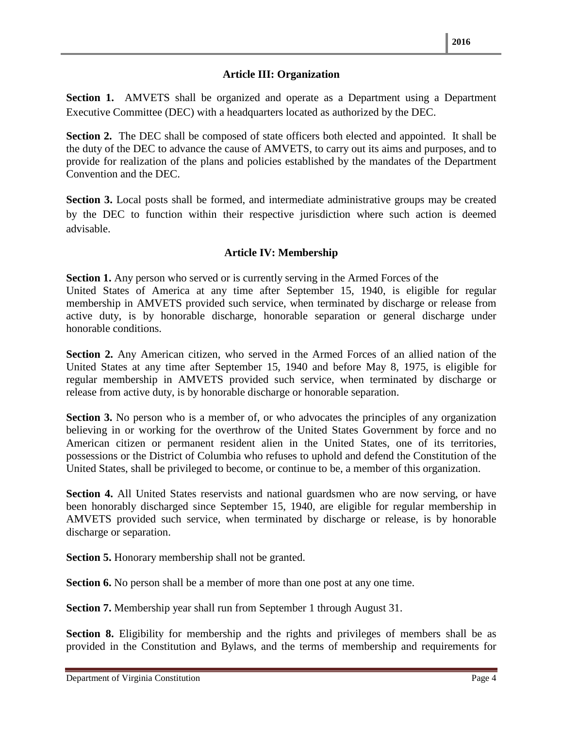### Article III: Organization

**Section 1.** AMVETS shall be organized and operate as a Department using a Department Executive Committee (DEC) with a headquarters located as authorized by the DEC.

**Section 2.** The DEC shall be composed of state officers both elected and appointed. It shall be the duty of the DEC to advance the cause of AMVETS, to carry out its aims and purposes, and to provide for realization of the plans and policies established by the mandates of the Department Convention and the DEC.

**Section 3.** Local posts shall be formed, and intermediate administrative groups may be created by the DEC to function within their respective jurisdiction where such action is deemed advisable.

### Article IV: Membership

**Section 1.** Any person who served or is currently serving in the Armed Forces of the United States of America at any time after September 15, 1940, is eligible for regular membership in AMVETS provided such service, when terminated by discharge or release from active duty, is by honorable discharge, honorable separation or general discharge under honorable conditions.

**Section 2.** Any American citizen, who served in the Armed Forces of an allied nation of the United States at any time after September 15, 1940 and before May 8, 1975, is eligible for regular membership in AMVETS provided such service, when terminated by discharge or release from active duty, is by honorable discharge or honorable separation.

**Section 3.** No person who is a member of, or who advocates the principles of any organization believing in or working for the overthrow of the United States Government by force and no American citizen or permanent resident alien in the United States, one of its territories, possessions or the District of Columbia who refuses to uphold and defend the Constitution of the United States, shall be privileged to become, or continue to be, a member of this organization.

**Section 4.** All United States reservists and national guardsmen who are now serving, or have been honorably discharged since September 15, 1940, are eligible for regular membership in AMVETS provided such service, when terminated by discharge or release, is by honorable discharge or separation.

**Section 5.** Honorary membership shall not be granted.

**Section 6.** No person shall be a member of more than one post at any one time.

**Section 7.** Membership year shall run from September 1 through August 31.

**Section 8.** Eligibility for membership and the rights and privileges of members shall be as provided in the Constitution and Bylaws, and the terms of membership and requirements for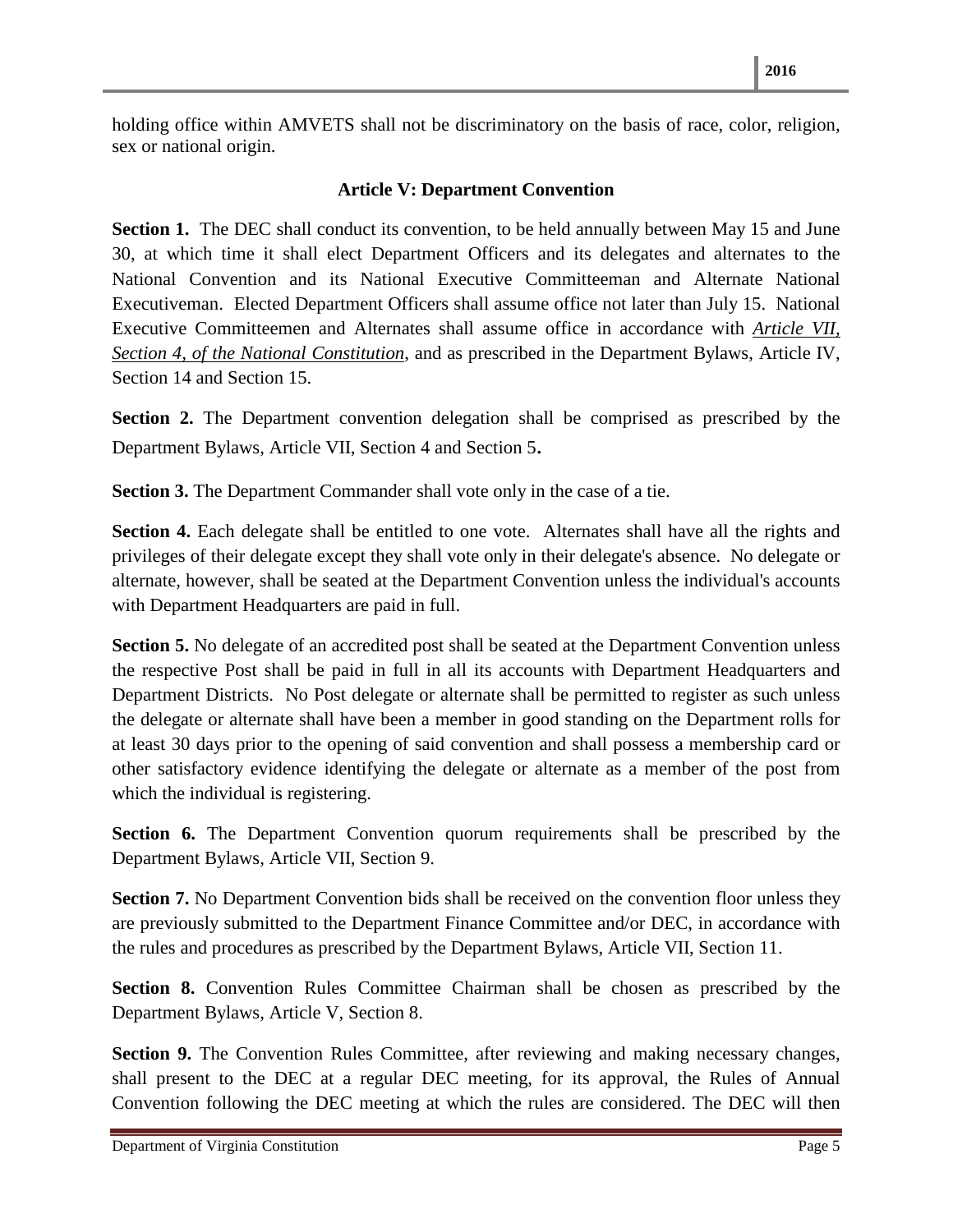holding office within AMVETS shall not be discriminatory on the basis of race, color, religion, sex or national origin.

### Article V: Department Convention

**Section 1.** The DEC shall conduct its convention, to be held annually between May 15 and June 30, at which time it shall elect Department Officers and its delegates and alternates to the National Convention and its National Executive Committeeman and Alternate National Executiveman. Elected Department Officers shall assume office not later than July 15. National Executive Committeemen and Alternates shall assume office in accordance with ***Article VII, Section 4, of the National Constitution***, and as prescribed in the Department Bylaws, Article IV, Section 14 and Section 15.

**Section 2.** The Department convention delegation shall be comprised as prescribed by the Department Bylaws, Article VII, Section 4 and Section 5.

**Section 3.** The Department Commander shall vote only in the case of a tie.

**Section 4.** Each delegate shall be entitled to one vote. Alternates shall have all the rights and privileges of their delegate except they shall vote only in their delegate's absence. No delegate or alternate, however, shall be seated at the Department Convention unless the individual's accounts with Department Headquarters are paid in full.

**Section 5.** No delegate of an accredited post shall be seated at the Department Convention unless the respective Post shall be paid in full in all its accounts with Department Headquarters and Department Districts. No Post delegate or alternate shall be permitted to register as such unless the delegate or alternate shall have been a member in good standing on the Department rolls for at least 30 days prior to the opening of said convention and shall possess a membership card or other satisfactory evidence identifying the delegate or alternate as a member of the post from which the individual is registering.

**Section 6.** The Department Convention quorum requirements shall be prescribed by the Department Bylaws, Article VII, Section 9.

**Section 7.** No Department Convention bids shall be received on the convention floor unless they are previously submitted to the Department Finance Committee and/or DEC, in accordance with the rules and procedures as prescribed by the Department Bylaws, Article VII, Section 11.

**Section 8.** Convention Rules Committee Chairman shall be chosen as prescribed by the Department Bylaws, Article V, Section 8.

**Section 9.** The Convention Rules Committee, after reviewing and making necessary changes, shall present to the DEC at a regular DEC meeting, for its approval, the Rules of Annual Convention following the DEC meeting at which the rules are considered. The DEC will then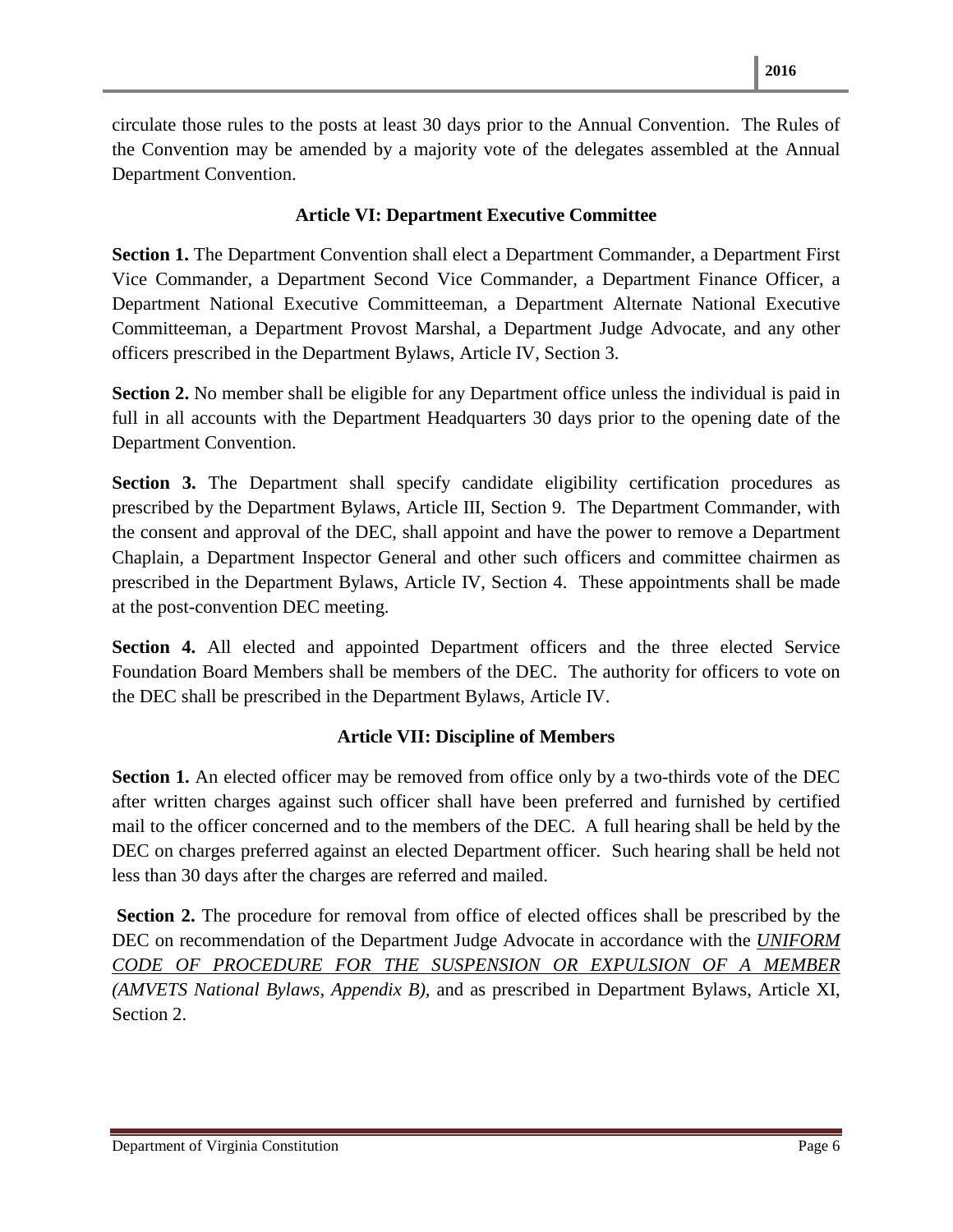circulate those rules to the posts at least 30 days prior to the Annual Convention. The Rules of the Convention may be amended by a majority vote of the delegates assembled at the Annual Department Convention.

### Article VI: Department Executive Committee

**Section 1.** The Department Convention shall elect a Department Commander, a Department First Vice Commander, a Department Second Vice Commander, a Department Finance Officer, a Department National Executive Committeeman, a Department Alternate National Executive Committeeman, a Department Provost Marshal, a Department Judge Advocate, and any other officers prescribed in the Department Bylaws, Article IV, Section 3.

**Section 2.** No member shall be eligible for any Department office unless the individual is paid in full in all accounts with the Department Headquarters 30 days prior to the opening date of the Department Convention.

**Section 3.** The Department shall specify candidate eligibility certification procedures as prescribed by the Department Bylaws, Article III, Section 9. The Department Commander, with the consent and approval of the DEC, shall appoint and have the power to remove a Department Chaplain, a Department Inspector General and other such officers and committee chairmen as prescribed in the Department Bylaws, Article IV, Section 4. These appointments shall be made at the post-convention DEC meeting.

**Section 4.** All elected and appointed Department officers and the three elected Service Foundation Board Members shall be members of the DEC. The authority for officers to vote on the DEC shall be prescribed in the Department Bylaws, Article IV.

### Article VII: Discipline of Members

**Section 1.** An elected officer may be removed from office only by a two-thirds vote of the DEC after written charges against such officer shall have been preferred and furnished by certified mail to the officer concerned and to the members of the DEC. A full hearing shall be held by the DEC on charges preferred against an elected Department officer. Such hearing shall be held not less than 30 days after the charges are referred and mailed.

**Section 2.** The procedure for removal from office of elected offices shall be prescribed by the DEC on recommendation of the Department Judge Advocate in accordance with the ***UNIFORM CODE OF PROCEDURE FOR THE SUSPENSION OR EXPULSION OF A MEMBER** (AMVETS National Bylaws, Appendix B),* and as prescribed in Department Bylaws, Article XI, Section 2.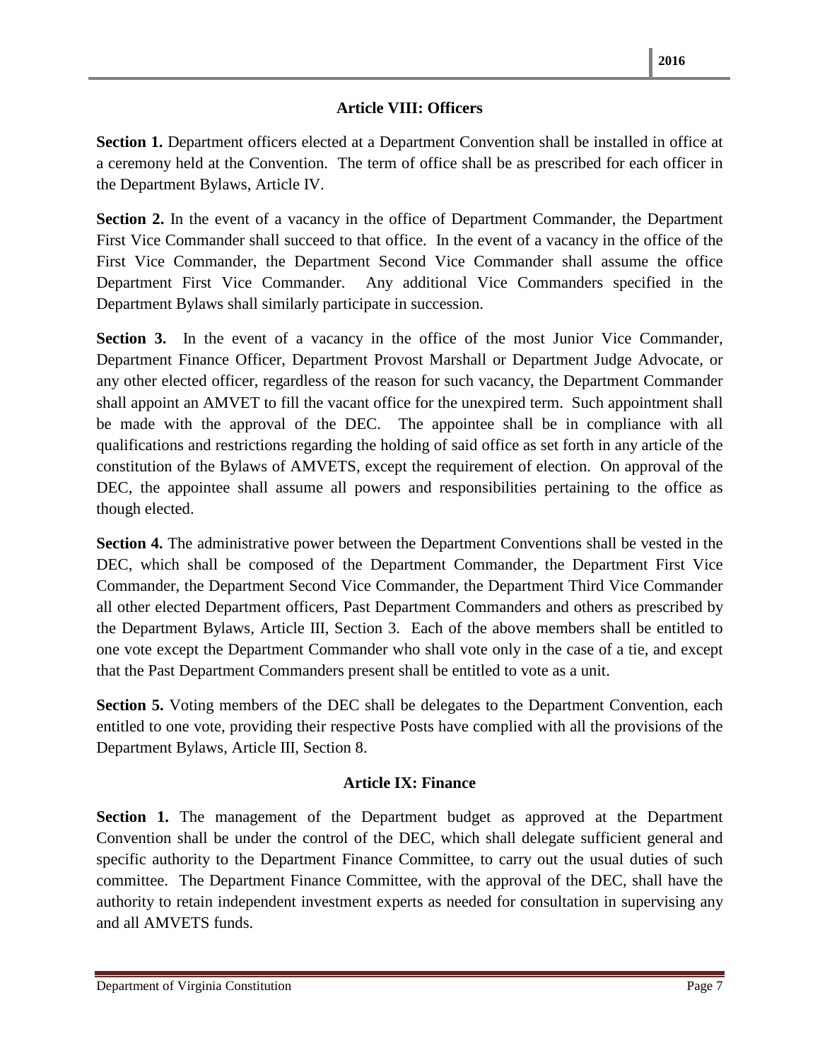## Article VIII: Officers

**Section 1.** Department officers elected at a Department Convention shall be installed in office at a ceremony held at the Convention. The term of office shall be as prescribed for each officer in the Department Bylaws, Article IV.

**Section 2.** In the event of a vacancy in the office of Department Commander, the Department First Vice Commander shall succeed to that office. In the event of a vacancy in the office of the First Vice Commander, the Department Second Vice Commander shall assume the office Department First Vice Commander. Any additional Vice Commanders specified in the Department Bylaws shall similarly participate in succession.

**Section 3.** In the event of a vacancy in the office of the most Junior Vice Commander, Department Finance Officer, Department Provost Marshall or Department Judge Advocate, or any other elected officer, regardless of the reason for such vacancy, the Department Commander shall appoint an AMVET to fill the vacant office for the unexpired term. Such appointment shall be made with the approval of the DEC. The appointee shall be in compliance with all qualifications and restrictions regarding the holding of said office as set forth in any article of the constitution of the Bylaws of AMVETS, except the requirement of election. On approval of the DEC, the appointee shall assume all powers and responsibilities pertaining to the office as though elected.

**Section 4.** The administrative power between the Department Conventions shall be vested in the DEC, which shall be composed of the Department Commander, the Department First Vice Commander, the Department Second Vice Commander, the Department Third Vice Commander all other elected Department officers, Past Department Commanders and others as prescribed by the Department Bylaws, Article III, Section 3. Each of the above members shall be entitled to one vote except the Department Commander who shall vote only in the case of a tie, and except that the Past Department Commanders present shall be entitled to vote as a unit.

**Section 5.** Voting members of the DEC shall be delegates to the Department Convention, each entitled to one vote, providing their respective Posts have complied with all the provisions of the Department Bylaws, Article III, Section 8.

## Article IX: Finance

**Section 1.** The management of the Department budget as approved at the Department Convention shall be under the control of the DEC, which shall delegate sufficient general and specific authority to the Department Finance Committee, to carry out the usual duties of such committee. The Department Finance Committee, with the approval of the DEC, shall have the authority to retain independent investment experts as needed for consultation in supervising any and all AMVETS funds.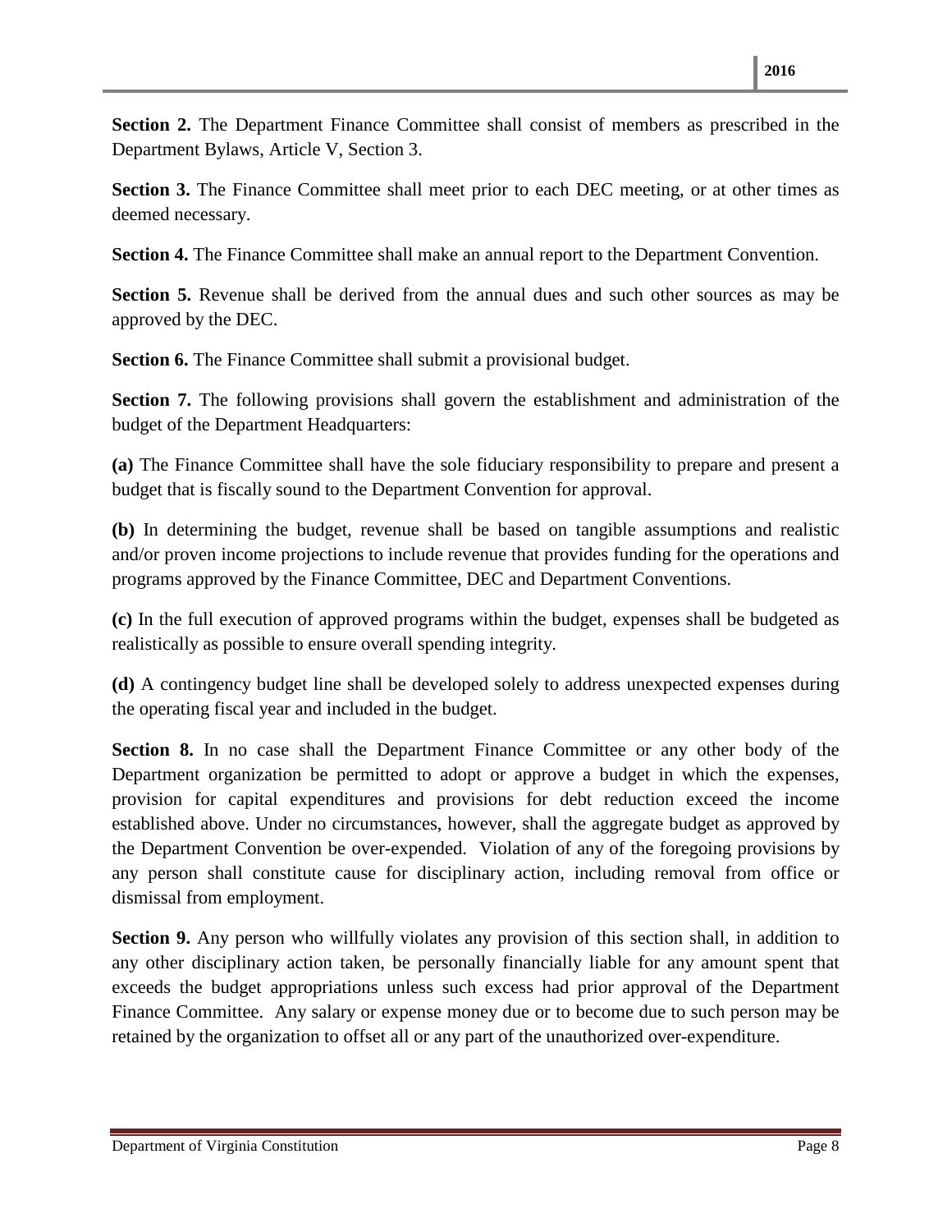**Section 2.** The Department Finance Committee shall consist of members as prescribed in the Department Bylaws, Article V, Section 3.

**Section 3.** The Finance Committee shall meet prior to each DEC meeting, or at other times as deemed necessary.

**Section 4.** The Finance Committee shall make an annual report to the Department Convention.

**Section 5.** Revenue shall be derived from the annual dues and such other sources as may be approved by the DEC.

**Section 6.** The Finance Committee shall submit a provisional budget.

**Section 7.** The following provisions shall govern the establishment and administration of the budget of the Department Headquarters:

**(a)** The Finance Committee shall have the sole fiduciary responsibility to prepare and present a budget that is fiscally sound to the Department Convention for approval.

**(b)** In determining the budget, revenue shall be based on tangible assumptions and realistic and/or proven income projections to include revenue that provides funding for the operations and programs approved by the Finance Committee, DEC and Department Conventions.

**(c)** In the full execution of approved programs within the budget, expenses shall be budgeted as realistically as possible to ensure overall spending integrity.

**(d)** A contingency budget line shall be developed solely to address unexpected expenses during the operating fiscal year and included in the budget.

**Section 8.** In no case shall the Department Finance Committee or any other body of the Department organization be permitted to adopt or approve a budget in which the expenses, provision for capital expenditures and provisions for debt reduction exceed the income established above. Under no circumstances, however, shall the aggregate budget as approved by the Department Convention be over-expended. Violation of any of the foregoing provisions by any person shall constitute cause for disciplinary action, including removal from office or dismissal from employment.

**Section 9.** Any person who willfully violates any provision of this section shall, in addition to any other disciplinary action taken, be personally financially liable for any amount spent that exceeds the budget appropriations unless such excess had prior approval of the Department Finance Committee. Any salary or expense money due or to become due to such person may be retained by the organization to offset all or any part of the unauthorized over-expenditure.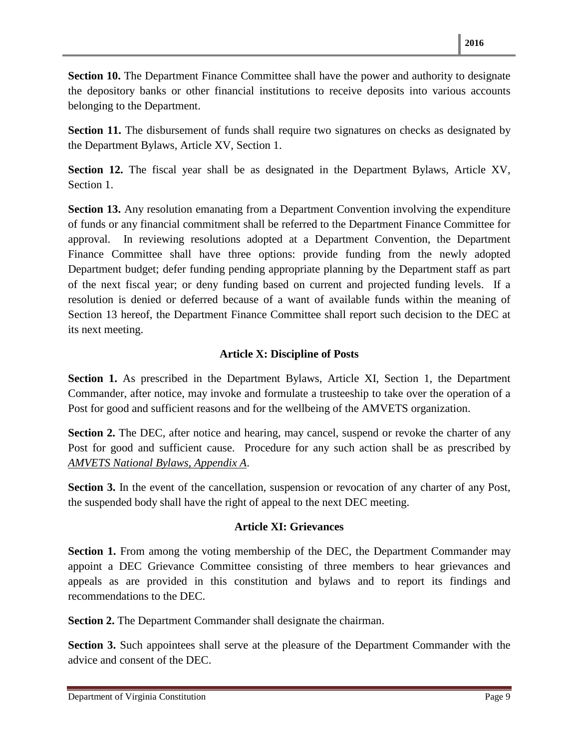**Section 10.** The Department Finance Committee shall have the power and authority to designate the depository banks or other financial institutions to receive deposits into various accounts belonging to the Department.

**Section 11.** The disbursement of funds shall require two signatures on checks as designated by the Department Bylaws, Article XV, Section 1.

**Section 12.** The fiscal year shall be as designated in the Department Bylaws, Article XV, Section 1.

**Section 13.** Any resolution emanating from a Department Convention involving the expenditure of funds or any financial commitment shall be referred to the Department Finance Committee for approval. In reviewing resolutions adopted at a Department Convention, the Department Finance Committee shall have three options: provide funding from the newly adopted Department budget; defer funding pending appropriate planning by the Department staff as part of the next fiscal year; or deny funding based on current and projected funding levels. If a resolution is denied or deferred because of a want of available funds within the meaning of Section 13 hereof, the Department Finance Committee shall report such decision to the DEC at its next meeting.

### Article X: Discipline of Posts

**Section 1.** As prescribed in the Department Bylaws, Article XI, Section 1, the Department Commander, after notice, may invoke and formulate a trusteeship to take over the operation of a Post for good and sufficient reasons and for the wellbeing of the AMVETS organization.

**Section 2.** The DEC, after notice and hearing, may cancel, suspend or revoke the charter of any Post for good and sufficient cause. Procedure for any such action shall be as prescribed by *AMVETS National Bylaws, Appendix A*.

**Section 3.** In the event of the cancellation, suspension or revocation of any charter of any Post, the suspended body shall have the right of appeal to the next DEC meeting.

### Article XI: Grievances

**Section 1.** From among the voting membership of the DEC, the Department Commander may appoint a DEC Grievance Committee consisting of three members to hear grievances and appeals as are provided in this constitution and bylaws and to report its findings and recommendations to the DEC.

**Section 2.** The Department Commander shall designate the chairman.

**Section 3.** Such appointees shall serve at the pleasure of the Department Commander with the advice and consent of the DEC.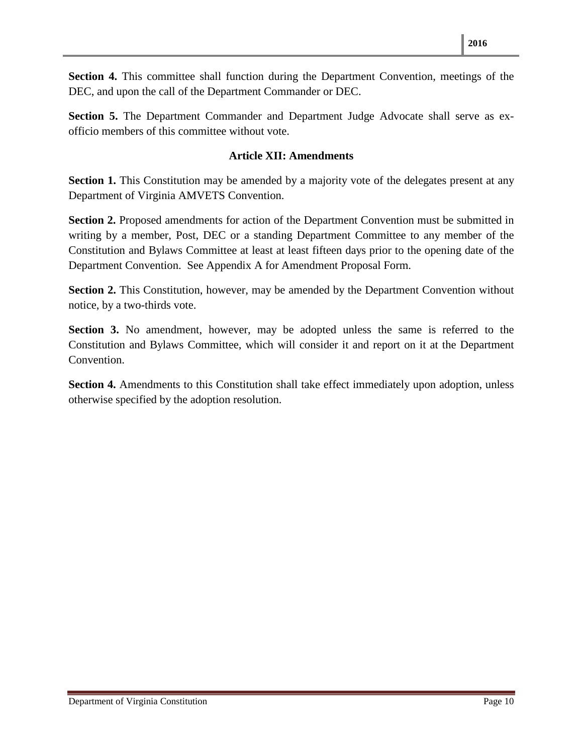**Section 4.** This committee shall function during the Department Convention, meetings of the DEC, and upon the call of the Department Commander or DEC.

**Section 5.** The Department Commander and Department Judge Advocate shall serve as ex-officio members of this committee without vote.

## Article XII: Amendments

**Section 1.** This Constitution may be amended by a majority vote of the delegates present at any Department of Virginia AMVETS Convention.

**Section 2.** Proposed amendments for action of the Department Convention must be submitted in writing by a member, Post, DEC or a standing Department Committee to any member of the Constitution and Bylaws Committee at least at least fifteen days prior to the opening date of the Department Convention. See Appendix A for Amendment Proposal Form.

**Section 2.** This Constitution, however, may be amended by the Department Convention without notice, by a two-thirds vote.

**Section 3.** No amendment, however, may be adopted unless the same is referred to the Constitution and Bylaws Committee, which will consider it and report on it at the Department Convention.

**Section 4.** Amendments to this Constitution shall take effect immediately upon adoption, unless otherwise specified by the adoption resolution.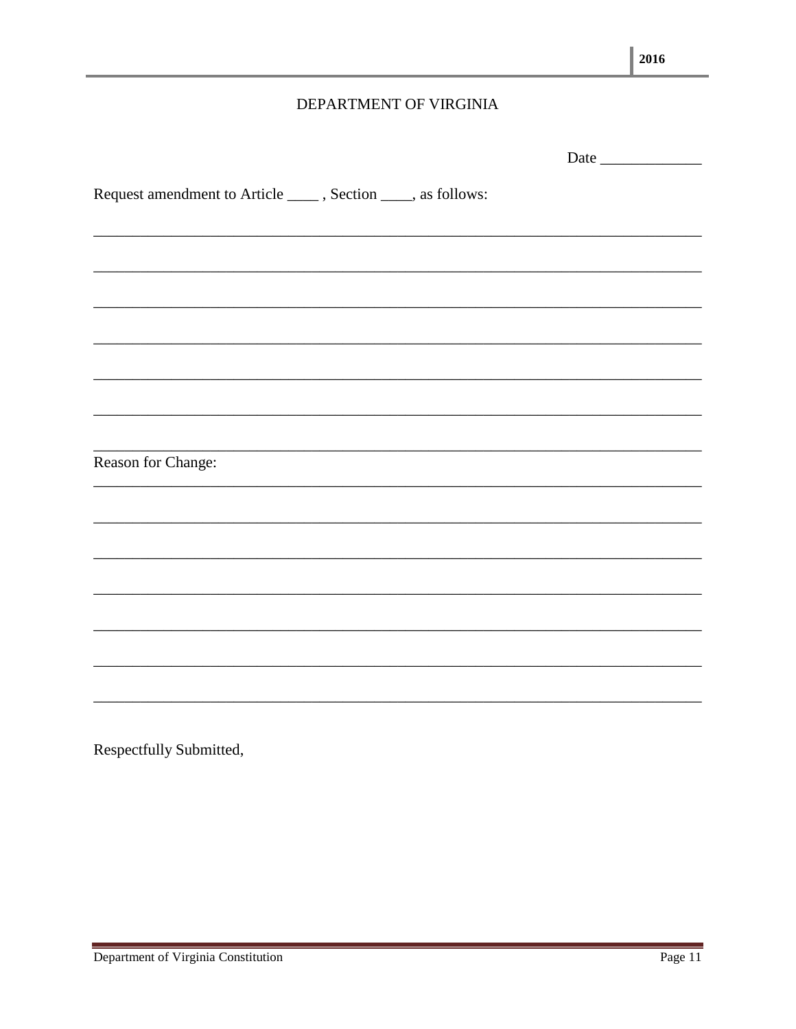DEPARTMENT OF VIRGINIA

Date _____________

Request amendment to Article ____ , Section ____, as follows:

_____________________________________________________________________________

_____________________________________________________________________________

_____________________________________________________________________________

_____________________________________________________________________________

_____________________________________________________________________________

_____________________________________________________________________________

_____________________________________________________________________________

Reason for Change:

_____________________________________________________________________________

_____________________________________________________________________________

_____________________________________________________________________________

_____________________________________________________________________________

_____________________________________________________________________________

_____________________________________________________________________________

_____________________________________________________________________________

Respectfully Submitted,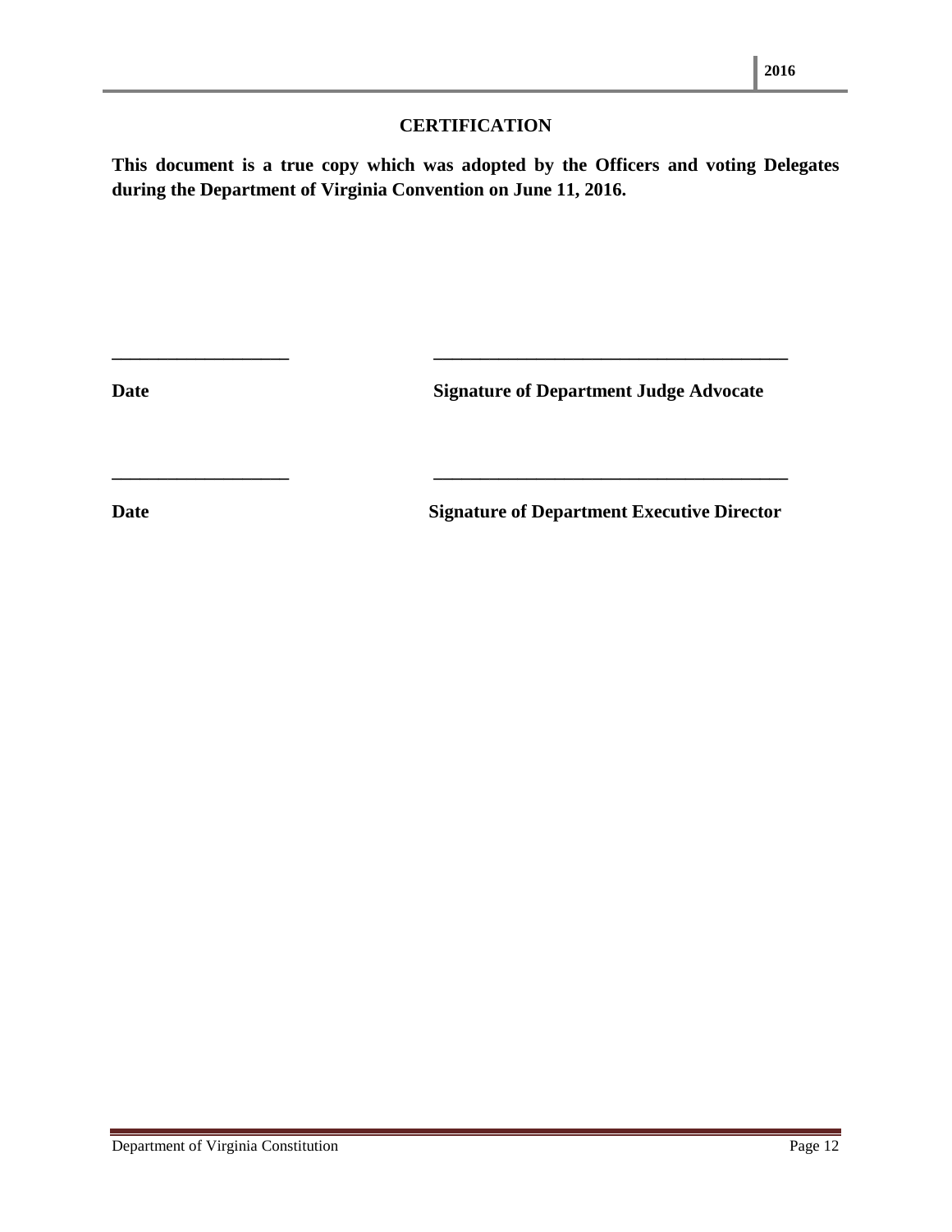## CERTIFICATION

**This document is a true copy which was adopted by the Officers and voting Delegates during the Department of Virginia Convention on June 11, 2016.**

| | |
|---|---|
| ____________________ | ________________________________________ |
| **Date** | **Signature of Department Judge Advocate** |
| ____________________ | ________________________________________ |
| **Date** | **Signature of Department Executive Director** |